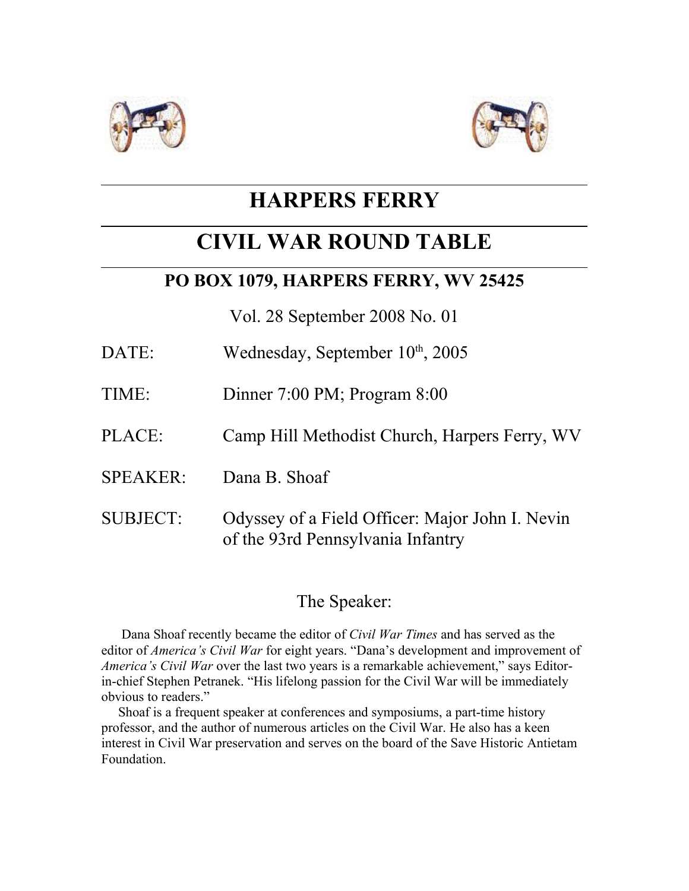# HARPERS FERRY

# CIVIL WAR ROUND TABLE

## PO BOX 1079, HARPERS FERRY, WV 25425

Vol. 28 September 2008 No. 01

DATE: Wednesday, September 10th, 2005

TIME: Dinner 7:00 PM; Program 8:00

PLACE: Camp Hill Methodist Church, Harpers Ferry, WV

SPEAKER: Dana B. Shoaf

SUBJECT: Odyssey of a Field Officer: Major John I. Nevin of the 93rd Pennsylvania Infantry

### The Speaker:

Dana Shoaf recently became the editor of *Civil War Times* and has served as the editor of *America's Civil War* for eight years. "Dana's development and improvement of *America's Civil War* over the last two years is a remarkable achievement," says Editor-in-chief Stephen Petranek. "His lifelong passion for the Civil War will be immediately obvious to readers."

Shoaf is a frequent speaker at conferences and symposiums, a part-time history professor, and the author of numerous articles on the Civil War. He also has a keen interest in Civil War preservation and serves on the board of the Save Historic Antietam Foundation.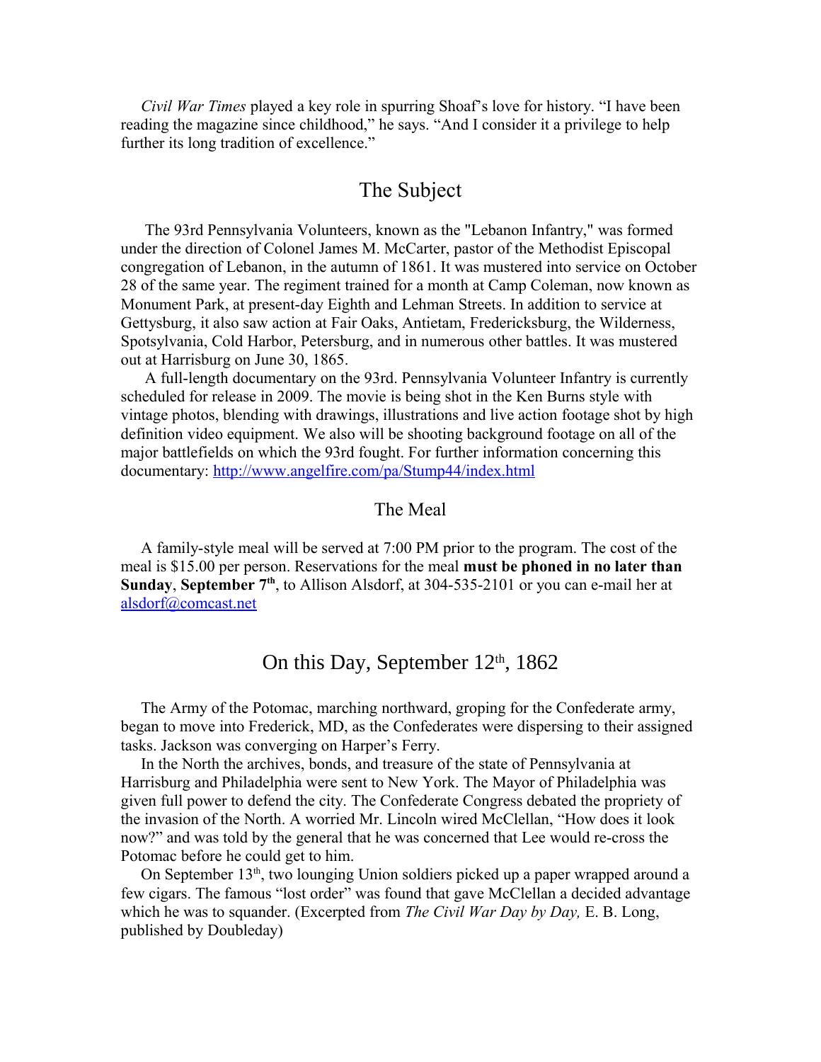*Civil War Times* played a key role in spurring Shoaf's love for history. "I have been reading the magazine since childhood," he says. "And I consider it a privilege to help further its long tradition of excellence."

## The Subject

The 93rd Pennsylvania Volunteers, known as the "Lebanon Infantry," was formed under the direction of Colonel James M. McCarter, pastor of the Methodist Episcopal congregation of Lebanon, in the autumn of 1861. It was mustered into service on October 28 of the same year. The regiment trained for a month at Camp Coleman, now known as Monument Park, at present-day Eighth and Lehman Streets. In addition to service at Gettysburg, it also saw action at Fair Oaks, Antietam, Fredericksburg, the Wilderness, Spotsylvania, Cold Harbor, Petersburg, and in numerous other battles. It was mustered out at Harrisburg on June 30, 1865.

A full-length documentary on the 93rd. Pennsylvania Volunteer Infantry is currently scheduled for release in 2009. The movie is being shot in the Ken Burns style with vintage photos, blending with drawings, illustrations and live action footage shot by high definition video equipment. We also will be shooting background footage on all of the major battlefields on which the 93rd fought. For further information concerning this documentary: [http://www.angelfire.com/pa/Stump44/index.html](http://www.angelfire.com/pa/Stump44/index.html)

### The Meal

A family-style meal will be served at 7:00 PM prior to the program. The cost of the meal is $15.00 per person. Reservations for the meal **must be phoned in no later than Sunday**, **September 7th**, to Allison Alsdorf, at 304-535-2101 or you can e-mail her at [alsdorf@comcast.net](mailto:alsdorf@comcast.net)

## On this Day, September 12th, 1862

The Army of the Potomac, marching northward, groping for the Confederate army, began to move into Frederick, MD, as the Confederates were dispersing to their assigned tasks. Jackson was converging on Harper's Ferry.

In the North the archives, bonds, and treasure of the state of Pennsylvania at Harrisburg and Philadelphia were sent to New York. The Mayor of Philadelphia was given full power to defend the city. The Confederate Congress debated the propriety of the invasion of the North. A worried Mr. Lincoln wired McClellan, "How does it look now?" and was told by the general that he was concerned that Lee would re-cross the Potomac before he could get to him.

On September 13th, two lounging Union soldiers picked up a paper wrapped around a few cigars. The famous "lost order" was found that gave McClellan a decided advantage which he was to squander. (Excerpted from *The Civil War Day by Day,* E. B. Long, published by Doubleday)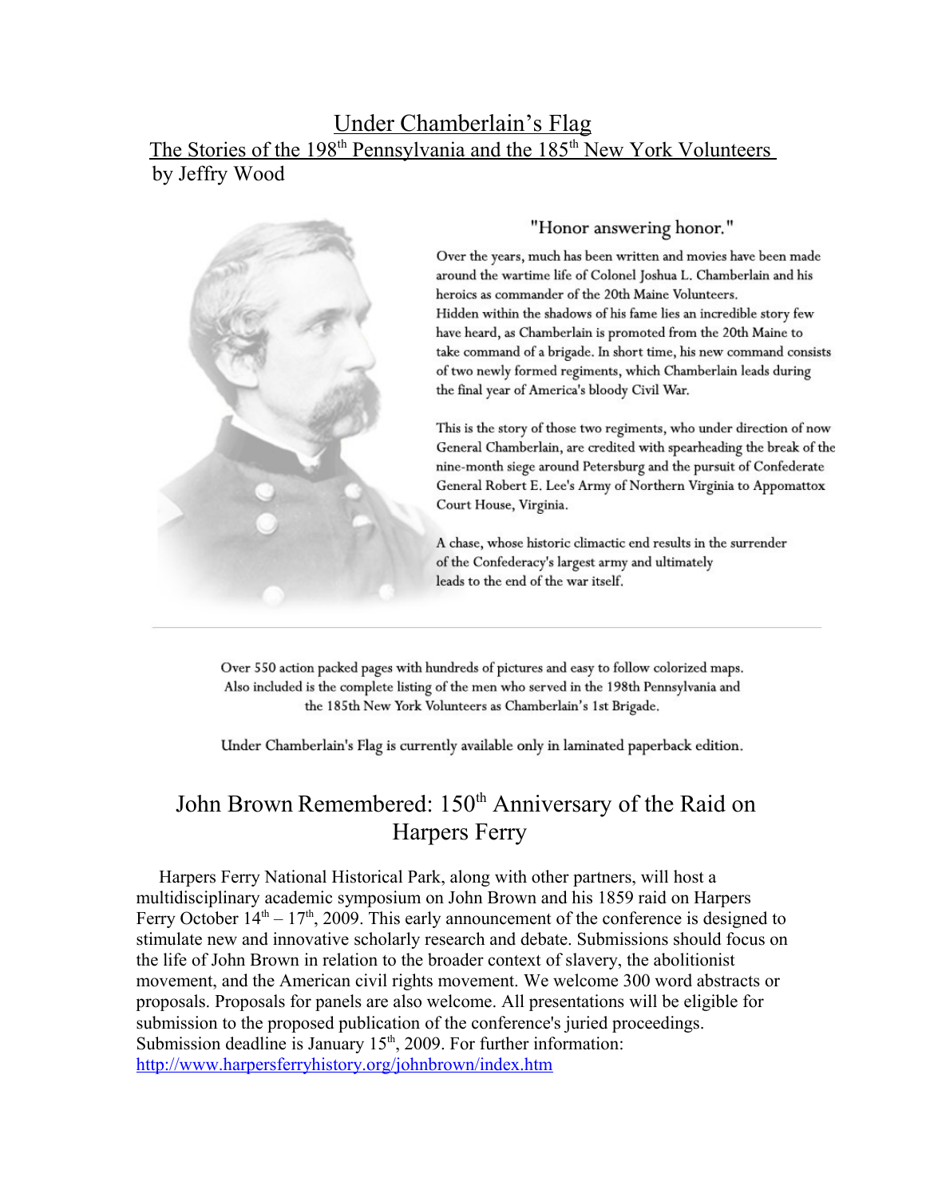# Under Chamberlain's Flag

## The Stories of the 198th Pennsylvania and the 185th New York Volunteers

by Jeffry Wood

### "Honor answering honor."

Over the years, much has been written and movies have been made around the wartime life of Colonel Joshua L. Chamberlain and his heroics as commander of the 20th Maine Volunteers.
Hidden within the shadows of his fame lies an incredible story few have heard, as Chamberlain is promoted from the 20th Maine to take command of a brigade. In short time, his new command consists of two newly formed regiments, which Chamberlain leads during the final year of America's bloody Civil War.

This is the story of those two regiments, who under direction of now General Chamberlain, are credited with spearheading the break of the nine-month siege around Petersburg and the pursuit of Confederate General Robert E. Lee's Army of Northern Virginia to Appomattox Court House, Virginia.

A chase, whose historic climactic end results in the surrender of the Confederacy's largest army and ultimately leads to the end of the war itself.

---

Over 550 action packed pages with hundreds of pictures and easy to follow colorized maps. Also included is the complete listing of the men who served in the 198th Pennsylvania and the 185th New York Volunteers as Chamberlain's 1st Brigade.

Under Chamberlain's Flag is currently available only in laminated paperback edition.

# John Brown Remembered: 150th Anniversary of the Raid on Harpers Ferry

Harpers Ferry National Historical Park, along with other partners, will host a multidisciplinary academic symposium on John Brown and his 1859 raid on Harpers Ferry October 14th – 17th, 2009. This early announcement of the conference is designed to stimulate new and innovative scholarly research and debate. Submissions should focus on the life of John Brown in relation to the broader context of slavery, the abolitionist movement, and the American civil rights movement. We welcome 300 word abstracts or proposals. Proposals for panels are also welcome. All presentations will be eligible for submission to the proposed publication of the conference's juried proceedings. Submission deadline is January 15th, 2009. For further information: http://www.harpersferryhistory.org/johnbrown/index.htm